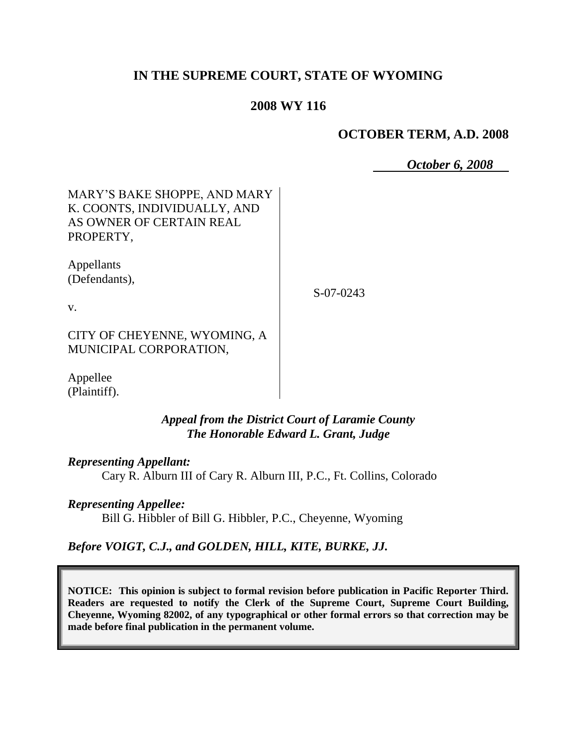# IN THE SUPREME COURT, STATE OF WYOMING

## 2008 WY 116

**OCTOBER TERM, A.D. 2008**

***October 6, 2008***

| | |
|---|---|
| MARY'S BAKE SHOPPE, AND MARY K. COONTS, INDIVIDUALLY, AND AS OWNER OF CERTAIN REAL PROPERTY,<br><br>Appellants (Defendants),<br><br>v.<br><br>CITY OF CHEYENNE, WYOMING, A MUNICIPAL CORPORATION,<br><br>Appellee (Plaintiff). | S-07-0243 |

***Appeal from the District Court of Laramie County***
***The Honorable Edward L. Grant, Judge***

***Representing Appellant:***

Cary R. Alburn III of Cary R. Alburn III, P.C., Ft. Collins, Colorado

***Representing Appellee:***

Bill G. Hibbler of Bill G. Hibbler, P.C., Cheyenne, Wyoming

***Before VOIGT, C.J., and GOLDEN, HILL, KITE, BURKE, JJ.***

**NOTICE: This opinion is subject to formal revision before publication in Pacific Reporter Third. Readers are requested to notify the Clerk of the Supreme Court, Supreme Court Building, Cheyenne, Wyoming 82002, of any typographical or other formal errors so that correction may be made before final publication in the permanent volume.**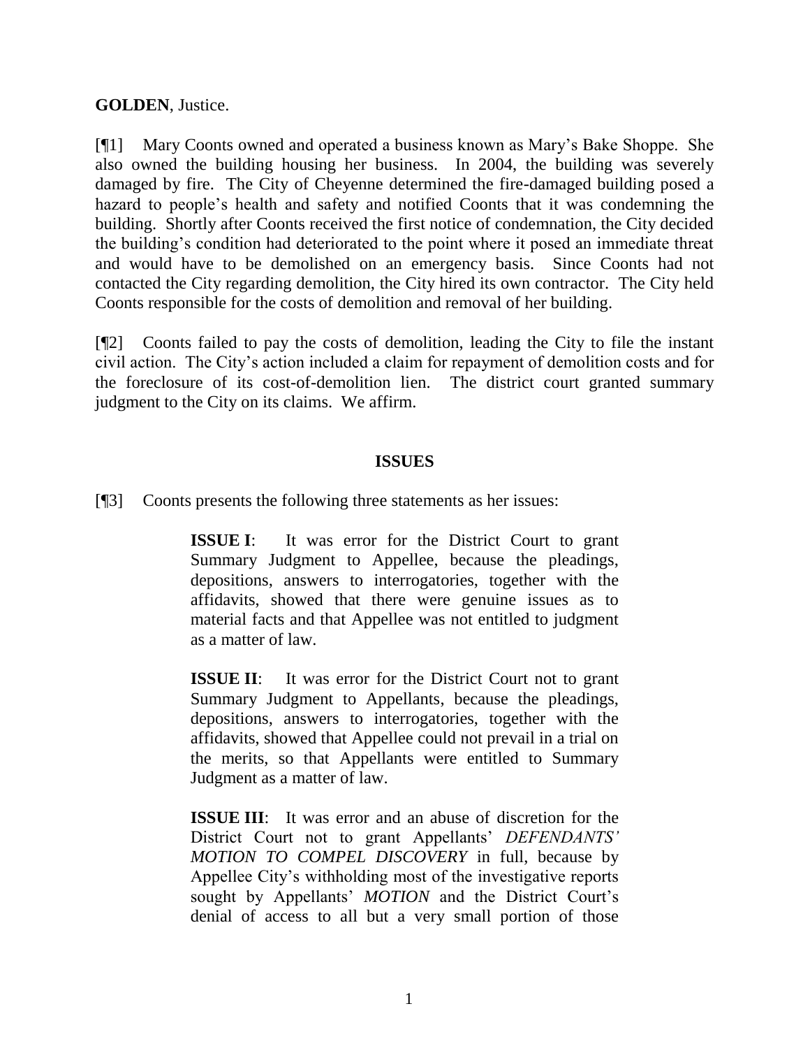**GOLDEN**, Justice.

[¶1] Mary Coonts owned and operated a business known as Mary's Bake Shoppe. She also owned the building housing her business. In 2004, the building was severely damaged by fire. The City of Cheyenne determined the fire-damaged building posed a hazard to people's health and safety and notified Coonts that it was condemning the building. Shortly after Coonts received the first notice of condemnation, the City decided the building's condition had deteriorated to the point where it posed an immediate threat and would have to be demolished on an emergency basis. Since Coonts had not contacted the City regarding demolition, the City hired its own contractor. The City held Coonts responsible for the costs of demolition and removal of her building.

[¶2] Coonts failed to pay the costs of demolition, leading the City to file the instant civil action. The City's action included a claim for repayment of demolition costs and for the foreclosure of its cost-of-demolition lien. The district court granted summary judgment to the City on its claims. We affirm.

## ISSUES

[¶3] Coonts presents the following three statements as her issues:

> **ISSUE I**: It was error for the District Court to grant Summary Judgment to Appellee, because the pleadings, depositions, answers to interrogatories, together with the affidavits, showed that there were genuine issues as to material facts and that Appellee was not entitled to judgment as a matter of law.
>
> **ISSUE II**: It was error for the District Court not to grant Summary Judgment to Appellants, because the pleadings, depositions, answers to interrogatories, together with the affidavits, showed that Appellee could not prevail in a trial on the merits, so that Appellants were entitled to Summary Judgment as a matter of law.
>
> **ISSUE III**: It was error and an abuse of discretion for the District Court not to grant Appellants' *DEFENDANTS' MOTION TO COMPEL DISCOVERY* in full, because by Appellee City's withholding most of the investigative reports sought by Appellants' *MOTION* and the District Court's denial of access to all but a very small portion of those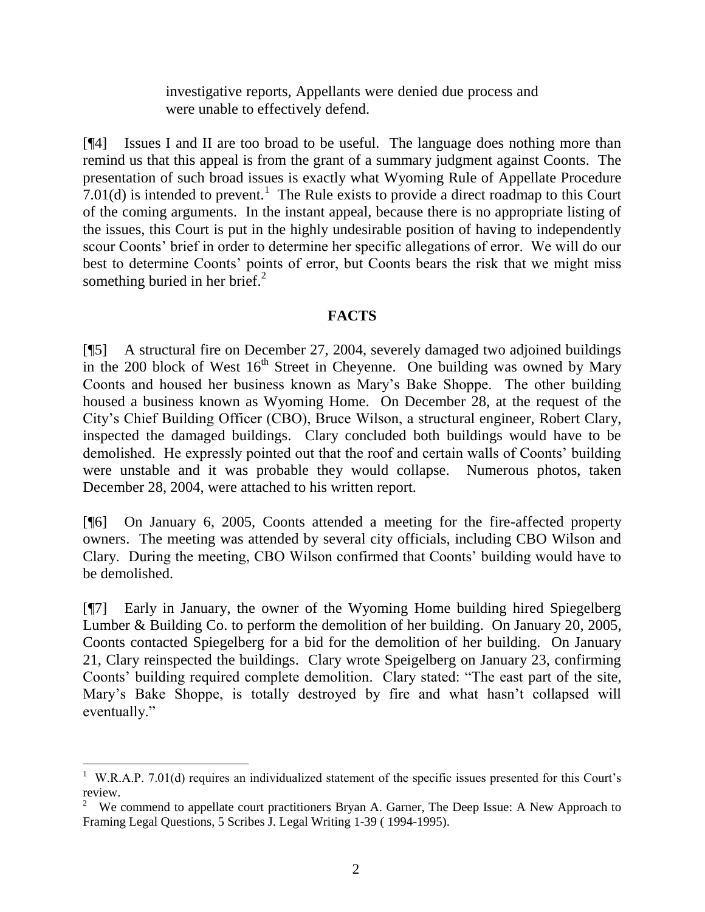investigative reports, Appellants were denied due process and were unable to effectively defend.

[¶4] Issues I and II are too broad to be useful. The language does nothing more than remind us that this appeal is from the grant of a summary judgment against Coonts. The presentation of such broad issues is exactly what Wyoming Rule of Appellate Procedure 7.01(d) is intended to prevent.[1] The Rule exists to provide a direct roadmap to this Court of the coming arguments. In the instant appeal, because there is no appropriate listing of the issues, this Court is put in the highly undesirable position of having to independently scour Coonts' brief in order to determine her specific allegations of error. We will do our best to determine Coonts' points of error, but Coonts bears the risk that we might miss something buried in her brief.[2]

## FACTS

[¶5] A structural fire on December 27, 2004, severely damaged two adjoined buildings in the 200 block of West 16th Street in Cheyenne. One building was owned by Mary Coonts and housed her business known as Mary's Bake Shoppe. The other building housed a business known as Wyoming Home. On December 28, at the request of the City's Chief Building Officer (CBO), Bruce Wilson, a structural engineer, Robert Clary, inspected the damaged buildings. Clary concluded both buildings would have to be demolished. He expressly pointed out that the roof and certain walls of Coonts' building were unstable and it was probable they would collapse. Numerous photos, taken December 28, 2004, were attached to his written report.

[¶6] On January 6, 2005, Coonts attended a meeting for the fire-affected property owners. The meeting was attended by several city officials, including CBO Wilson and Clary. During the meeting, CBO Wilson confirmed that Coonts' building would have to be demolished.

[¶7] Early in January, the owner of the Wyoming Home building hired Spiegelberg Lumber & Building Co. to perform the demolition of her building. On January 20, 2005, Coonts contacted Spiegelberg for a bid for the demolition of her building. On January 21, Clary reinspected the buildings. Clary wrote Speigelberg on January 23, confirming Coonts' building required complete demolition. Clary stated: "The east part of the site, Mary's Bake Shoppe, is totally destroyed by fire and what hasn't collapsed will eventually."

---

[1] W.R.A.P. 7.01(d) requires an individualized statement of the specific issues presented for this Court's review.

[2] We commend to appellate court practitioners Bryan A. Garner, The Deep Issue: A New Approach to Framing Legal Questions, 5 Scribes J. Legal Writing 1-39 ( 1994-1995).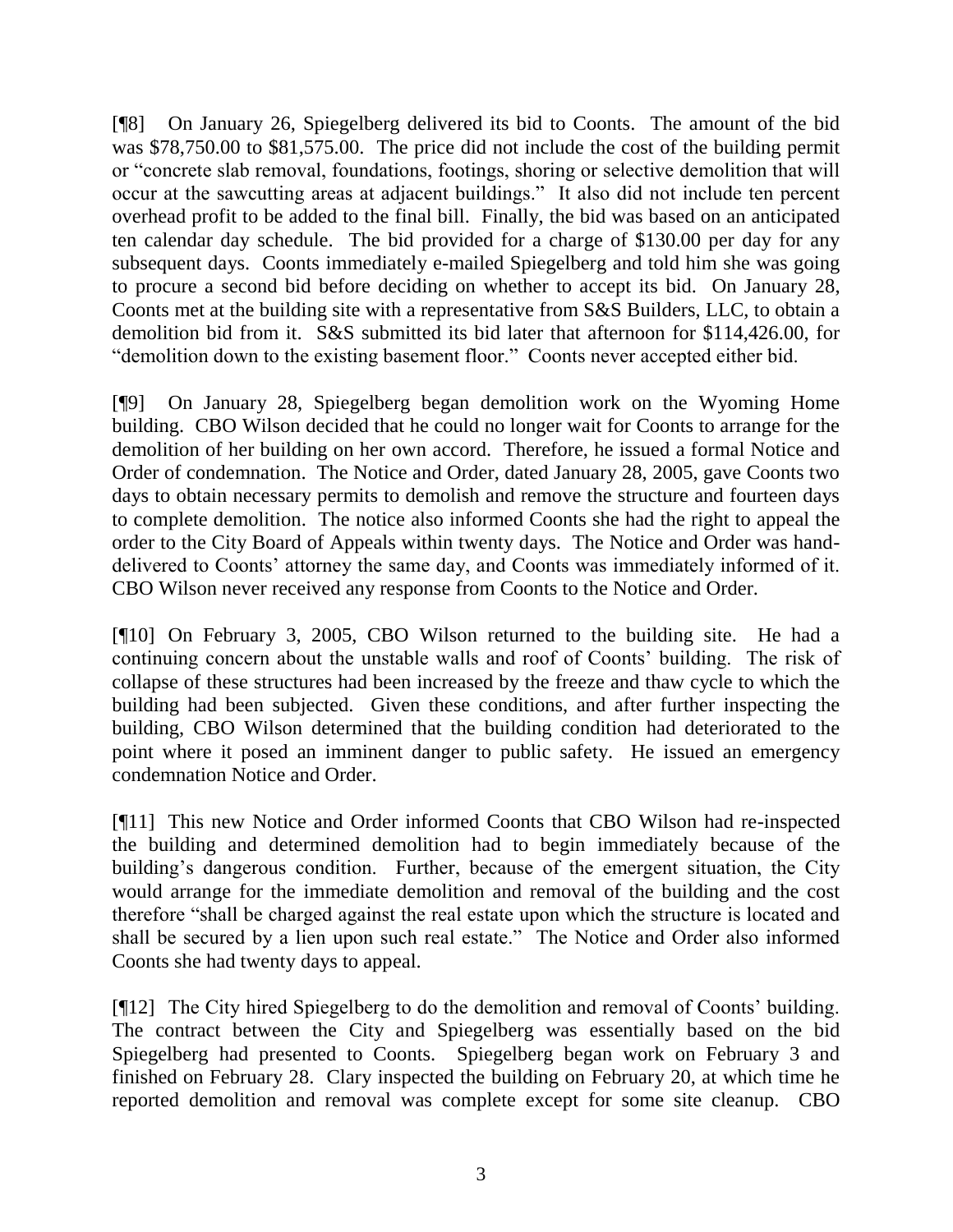[¶8] On January 26, Spiegelberg delivered its bid to Coonts. The amount of the bid was $78,750.00 to $81,575.00. The price did not include the cost of the building permit or "concrete slab removal, foundations, footings, shoring or selective demolition that will occur at the sawcutting areas at adjacent buildings." It also did not include ten percent overhead profit to be added to the final bill. Finally, the bid was based on an anticipated ten calendar day schedule. The bid provided for a charge of $130.00 per day for any subsequent days. Coonts immediately e-mailed Spiegelberg and told him she was going to procure a second bid before deciding on whether to accept its bid. On January 28, Coonts met at the building site with a representative from S&S Builders, LLC, to obtain a demolition bid from it. S&S submitted its bid later that afternoon for $114,426.00, for "demolition down to the existing basement floor." Coonts never accepted either bid.

[¶9] On January 28, Spiegelberg began demolition work on the Wyoming Home building. CBO Wilson decided that he could no longer wait for Coonts to arrange for the demolition of her building on her own accord. Therefore, he issued a formal Notice and Order of condemnation. The Notice and Order, dated January 28, 2005, gave Coonts two days to obtain necessary permits to demolish and remove the structure and fourteen days to complete demolition. The notice also informed Coonts she had the right to appeal the order to the City Board of Appeals within twenty days. The Notice and Order was hand-delivered to Coonts' attorney the same day, and Coonts was immediately informed of it. CBO Wilson never received any response from Coonts to the Notice and Order.

[¶10] On February 3, 2005, CBO Wilson returned to the building site. He had a continuing concern about the unstable walls and roof of Coonts' building. The risk of collapse of these structures had been increased by the freeze and thaw cycle to which the building had been subjected. Given these conditions, and after further inspecting the building, CBO Wilson determined that the building condition had deteriorated to the point where it posed an imminent danger to public safety. He issued an emergency condemnation Notice and Order.

[¶11] This new Notice and Order informed Coonts that CBO Wilson had re-inspected the building and determined demolition had to begin immediately because of the building's dangerous condition. Further, because of the emergent situation, the City would arrange for the immediate demolition and removal of the building and the cost therefore "shall be charged against the real estate upon which the structure is located and shall be secured by a lien upon such real estate." The Notice and Order also informed Coonts she had twenty days to appeal.

[¶12] The City hired Spiegelberg to do the demolition and removal of Coonts' building. The contract between the City and Spiegelberg was essentially based on the bid Spiegelberg had presented to Coonts. Spiegelberg began work on February 3 and finished on February 28. Clary inspected the building on February 20, at which time he reported demolition and removal was complete except for some site cleanup. CBO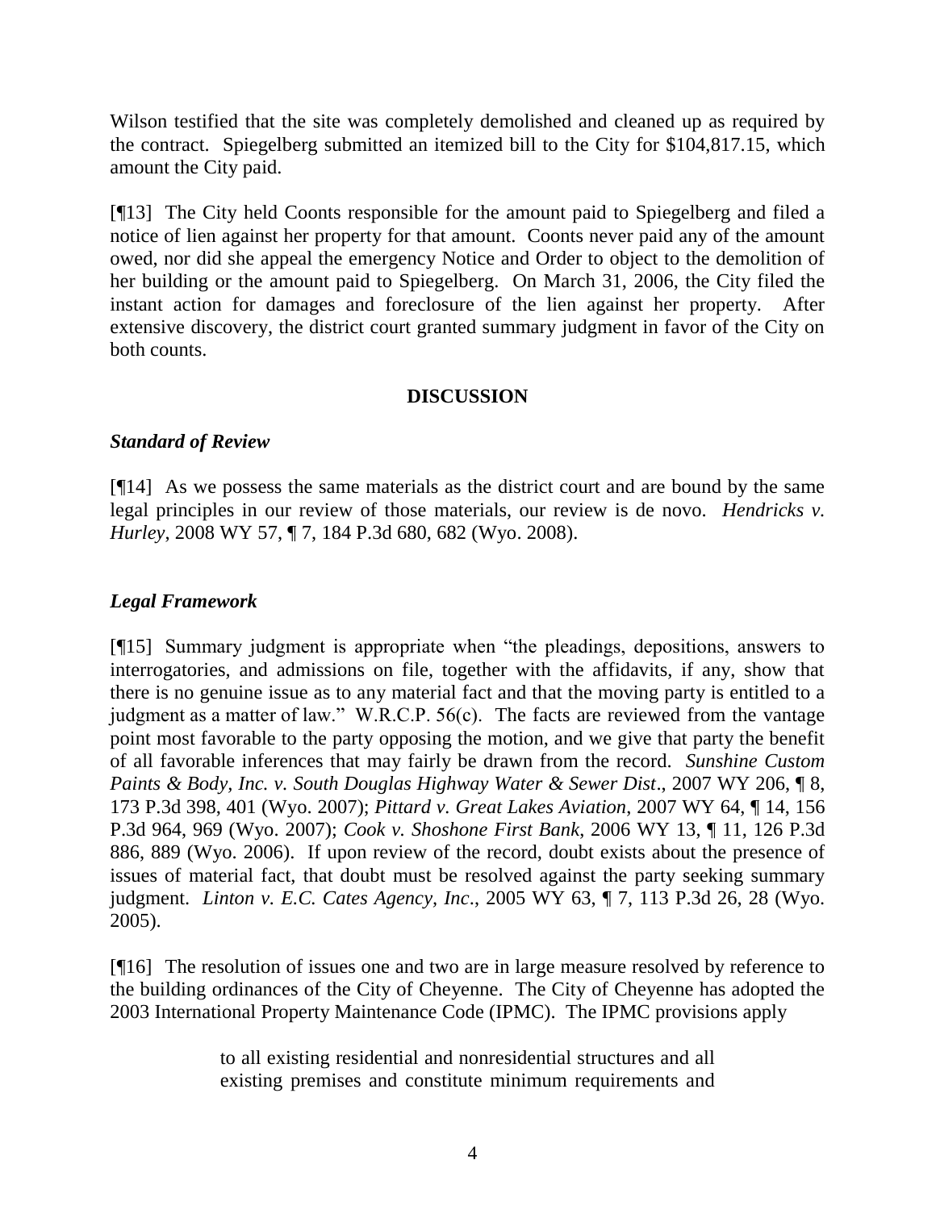Wilson testified that the site was completely demolished and cleaned up as required by the contract. Spiegelberg submitted an itemized bill to the City for $104,817.15, which amount the City paid.

[¶13] The City held Coonts responsible for the amount paid to Spiegelberg and filed a notice of lien against her property for that amount. Coonts never paid any of the amount owed, nor did she appeal the emergency Notice and Order to object to the demolition of her building or the amount paid to Spiegelberg. On March 31, 2006, the City filed the instant action for damages and foreclosure of the lien against her property. After extensive discovery, the district court granted summary judgment in favor of the City on both counts.

## DISCUSSION

### *Standard of Review*

[¶14] As we possess the same materials as the district court and are bound by the same legal principles in our review of those materials, our review is de novo. *Hendricks v. Hurley*, 2008 WY 57, ¶ 7, 184 P.3d 680, 682 (Wyo. 2008).

### *Legal Framework*

[¶15] Summary judgment is appropriate when "the pleadings, depositions, answers to interrogatories, and admissions on file, together with the affidavits, if any, show that there is no genuine issue as to any material fact and that the moving party is entitled to a judgment as a matter of law." W.R.C.P. 56(c). The facts are reviewed from the vantage point most favorable to the party opposing the motion, and we give that party the benefit of all favorable inferences that may fairly be drawn from the record. *Sunshine Custom Paints & Body, Inc. v. South Douglas Highway Water & Sewer Dist*., 2007 WY 206, ¶ 8, 173 P.3d 398, 401 (Wyo. 2007); *Pittard v. Great Lakes Aviation*, 2007 WY 64, ¶ 14, 156 P.3d 964, 969 (Wyo. 2007); *Cook v. Shoshone First Bank*, 2006 WY 13, ¶ 11, 126 P.3d 886, 889 (Wyo. 2006). If upon review of the record, doubt exists about the presence of issues of material fact, that doubt must be resolved against the party seeking summary judgment. *Linton v. E.C. Cates Agency, Inc*., 2005 WY 63, ¶ 7, 113 P.3d 26, 28 (Wyo. 2005).

[¶16] The resolution of issues one and two are in large measure resolved by reference to the building ordinances of the City of Cheyenne. The City of Cheyenne has adopted the 2003 International Property Maintenance Code (IPMC). The IPMC provisions apply

> to all existing residential and nonresidential structures and all existing premises and constitute minimum requirements and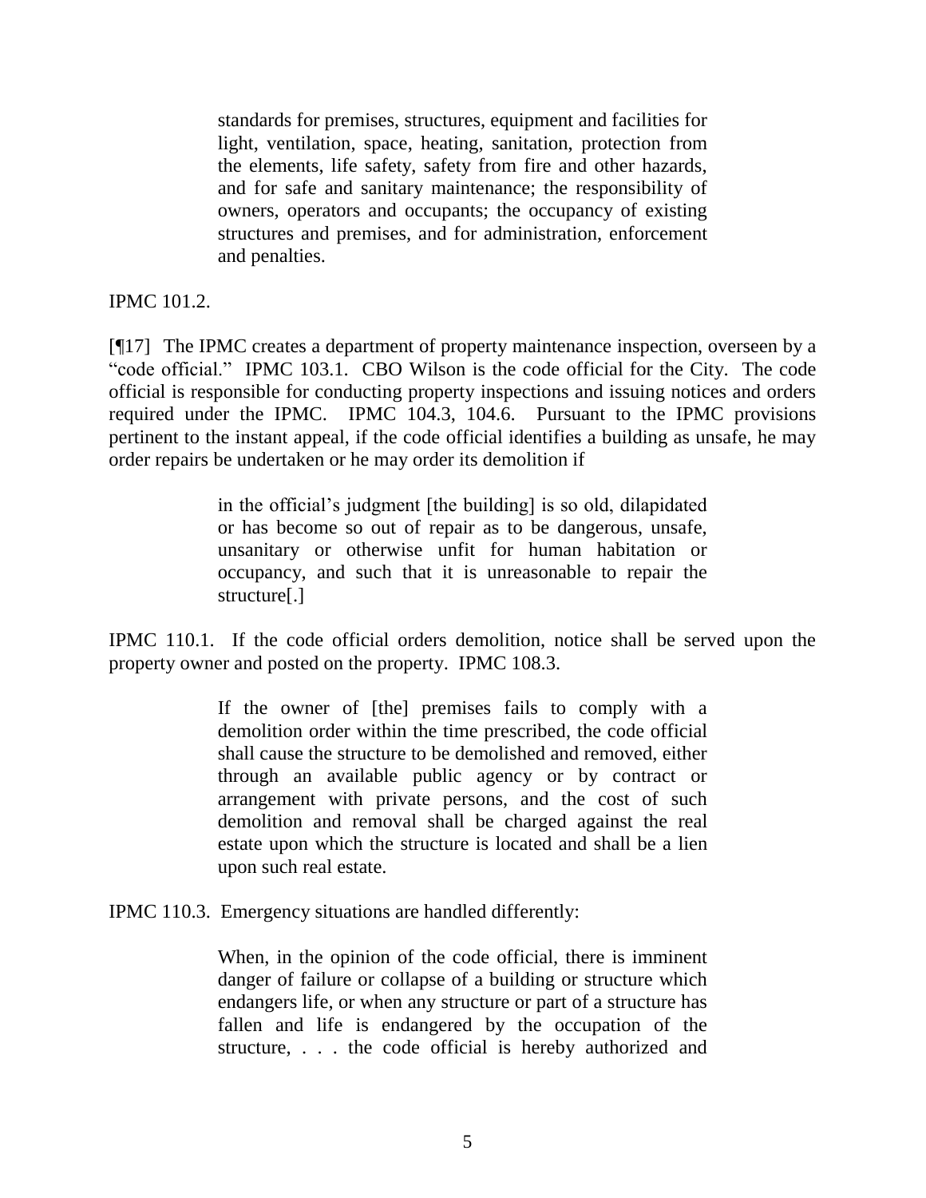> standards for premises, structures, equipment and facilities for light, ventilation, space, heating, sanitation, protection from the elements, life safety, safety from fire and other hazards, and for safe and sanitary maintenance; the responsibility of owners, operators and occupants; the occupancy of existing structures and premises, and for administration, enforcement and penalties.

IPMC 101.2.

[¶17] The IPMC creates a department of property maintenance inspection, overseen by a "code official." IPMC 103.1. CBO Wilson is the code official for the City. The code official is responsible for conducting property inspections and issuing notices and orders required under the IPMC. IPMC 104.3, 104.6. Pursuant to the IPMC provisions pertinent to the instant appeal, if the code official identifies a building as unsafe, he may order repairs be undertaken or he may order its demolition if

> in the official's judgment [the building] is so old, dilapidated or has become so out of repair as to be dangerous, unsafe, unsanitary or otherwise unfit for human habitation or occupancy, and such that it is unreasonable to repair the structure[.]

IPMC 110.1. If the code official orders demolition, notice shall be served upon the property owner and posted on the property. IPMC 108.3.

> If the owner of [the] premises fails to comply with a demolition order within the time prescribed, the code official shall cause the structure to be demolished and removed, either through an available public agency or by contract or arrangement with private persons, and the cost of such demolition and removal shall be charged against the real estate upon which the structure is located and shall be a lien upon such real estate.

IPMC 110.3. Emergency situations are handled differently:

> When, in the opinion of the code official, there is imminent danger of failure or collapse of a building or structure which endangers life, or when any structure or part of a structure has fallen and life is endangered by the occupation of the structure, . . . the code official is hereby authorized and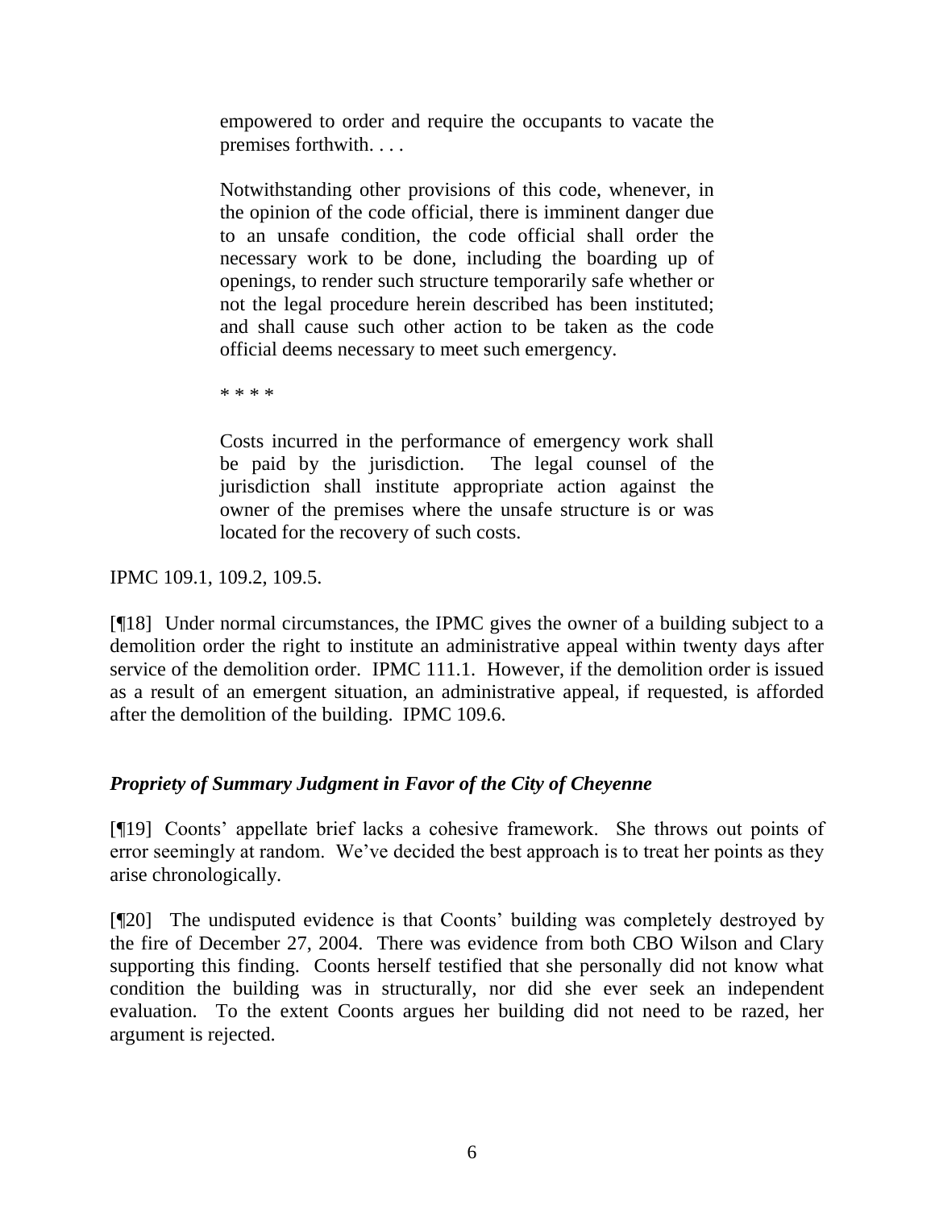> empowered to order and require the occupants to vacate the premises forthwith. . . .
>
> Notwithstanding other provisions of this code, whenever, in the opinion of the code official, there is imminent danger due to an unsafe condition, the code official shall order the necessary work to be done, including the boarding up of openings, to render such structure temporarily safe whether or not the legal procedure herein described has been instituted; and shall cause such other action to be taken as the code official deems necessary to meet such emergency.
>
> * * * *
>
> Costs incurred in the performance of emergency work shall be paid by the jurisdiction. The legal counsel of the jurisdiction shall institute appropriate action against the owner of the premises where the unsafe structure is or was located for the recovery of such costs.

IPMC 109.1, 109.2, 109.5.

[¶18] Under normal circumstances, the IPMC gives the owner of a building subject to a demolition order the right to institute an administrative appeal within twenty days after service of the demolition order. IPMC 111.1. However, if the demolition order is issued as a result of an emergent situation, an administrative appeal, if requested, is afforded after the demolition of the building. IPMC 109.6.

### *Propriety of Summary Judgment in Favor of the City of Cheyenne*

[¶19] Coonts' appellate brief lacks a cohesive framework. She throws out points of error seemingly at random. We've decided the best approach is to treat her points as they arise chronologically.

[¶20] The undisputed evidence is that Coonts' building was completely destroyed by the fire of December 27, 2004. There was evidence from both CBO Wilson and Clary supporting this finding. Coonts herself testified that she personally did not know what condition the building was in structurally, nor did she ever seek an independent evaluation. To the extent Coonts argues her building did not need to be razed, her argument is rejected.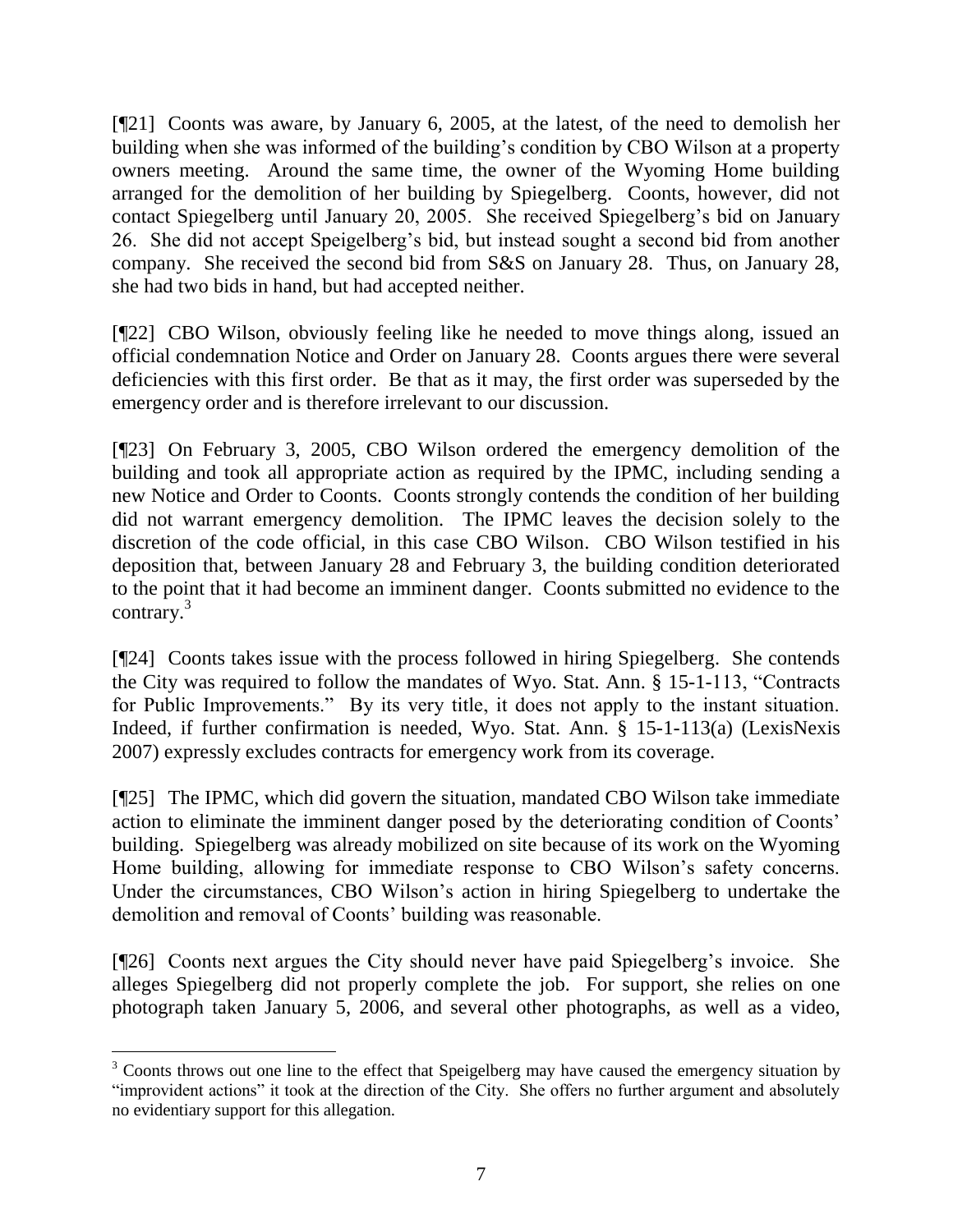[¶21] Coonts was aware, by January 6, 2005, at the latest, of the need to demolish her building when she was informed of the building's condition by CBO Wilson at a property owners meeting. Around the same time, the owner of the Wyoming Home building arranged for the demolition of her building by Spiegelberg. Coonts, however, did not contact Spiegelberg until January 20, 2005. She received Spiegelberg's bid on January 26. She did not accept Speigelberg's bid, but instead sought a second bid from another company. She received the second bid from S&S on January 28. Thus, on January 28, she had two bids in hand, but had accepted neither.

[¶22] CBO Wilson, obviously feeling like he needed to move things along, issued an official condemnation Notice and Order on January 28. Coonts argues there were several deficiencies with this first order. Be that as it may, the first order was superseded by the emergency order and is therefore irrelevant to our discussion.

[¶23] On February 3, 2005, CBO Wilson ordered the emergency demolition of the building and took all appropriate action as required by the IPMC, including sending a new Notice and Order to Coonts. Coonts strongly contends the condition of her building did not warrant emergency demolition. The IPMC leaves the decision solely to the discretion of the code official, in this case CBO Wilson. CBO Wilson testified in his deposition that, between January 28 and February 3, the building condition deteriorated to the point that it had become an imminent danger. Coonts submitted no evidence to the contrary.[3]

[¶24] Coonts takes issue with the process followed in hiring Spiegelberg. She contends the City was required to follow the mandates of Wyo. Stat. Ann. § 15-1-113, "Contracts for Public Improvements." By its very title, it does not apply to the instant situation. Indeed, if further confirmation is needed, Wyo. Stat. Ann. § 15-1-113(a) (LexisNexis 2007) expressly excludes contracts for emergency work from its coverage.

[¶25] The IPMC, which did govern the situation, mandated CBO Wilson take immediate action to eliminate the imminent danger posed by the deteriorating condition of Coonts' building. Spiegelberg was already mobilized on site because of its work on the Wyoming Home building, allowing for immediate response to CBO Wilson's safety concerns. Under the circumstances, CBO Wilson's action in hiring Spiegelberg to undertake the demolition and removal of Coonts' building was reasonable.

[¶26] Coonts next argues the City should never have paid Spiegelberg's invoice. She alleges Spiegelberg did not properly complete the job. For support, she relies on one photograph taken January 5, 2006, and several other photographs, as well as a video,

---

[3] Coonts throws out one line to the effect that Speigelberg may have caused the emergency situation by "improvident actions" it took at the direction of the City. She offers no further argument and absolutely no evidentiary support for this allegation.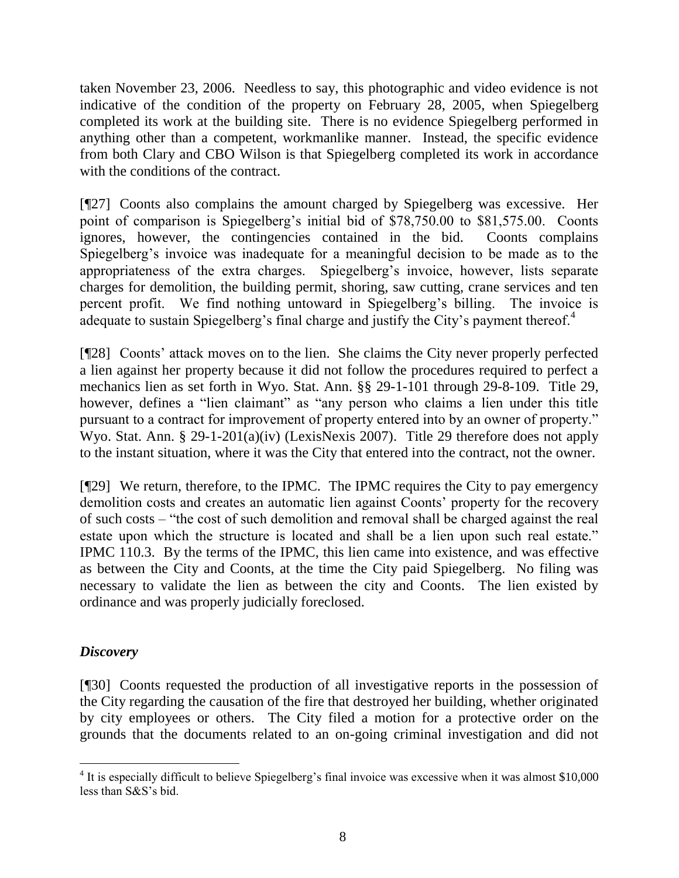taken November 23, 2006. Needless to say, this photographic and video evidence is not indicative of the condition of the property on February 28, 2005, when Spiegelberg completed its work at the building site. There is no evidence Spiegelberg performed in anything other than a competent, workmanlike manner. Instead, the specific evidence from both Clary and CBO Wilson is that Spiegelberg completed its work in accordance with the conditions of the contract.

[¶27] Coonts also complains the amount charged by Spiegelberg was excessive. Her point of comparison is Spiegelberg's initial bid of $78,750.00 to $81,575.00. Coonts ignores, however, the contingencies contained in the bid. Coonts complains Spiegelberg's invoice was inadequate for a meaningful decision to be made as to the appropriateness of the extra charges. Spiegelberg's invoice, however, lists separate charges for demolition, the building permit, shoring, saw cutting, crane services and ten percent profit. We find nothing untoward in Spiegelberg's billing. The invoice is adequate to sustain Spiegelberg's final charge and justify the City's payment thereof.[4]

[¶28] Coonts' attack moves on to the lien. She claims the City never properly perfected a lien against her property because it did not follow the procedures required to perfect a mechanics lien as set forth in Wyo. Stat. Ann. §§ 29-1-101 through 29-8-109. Title 29, however, defines a "lien claimant" as "any person who claims a lien under this title pursuant to a contract for improvement of property entered into by an owner of property." Wyo. Stat. Ann. § 29-1-201(a)(iv) (LexisNexis 2007). Title 29 therefore does not apply to the instant situation, where it was the City that entered into the contract, not the owner.

[¶29] We return, therefore, to the IPMC. The IPMC requires the City to pay emergency demolition costs and creates an automatic lien against Coonts' property for the recovery of such costs – "the cost of such demolition and removal shall be charged against the real estate upon which the structure is located and shall be a lien upon such real estate." IPMC 110.3. By the terms of the IPMC, this lien came into existence, and was effective as between the City and Coonts, at the time the City paid Spiegelberg. No filing was necessary to validate the lien as between the city and Coonts. The lien existed by ordinance and was properly judicially foreclosed.

### *Discovery*

[¶30] Coonts requested the production of all investigative reports in the possession of the City regarding the causation of the fire that destroyed her building, whether originated by city employees or others. The City filed a motion for a protective order on the grounds that the documents related to an on-going criminal investigation and did not

---

[4] It is especially difficult to believe Spiegelberg's final invoice was excessive when it was almost $10,000 less than S&S's bid.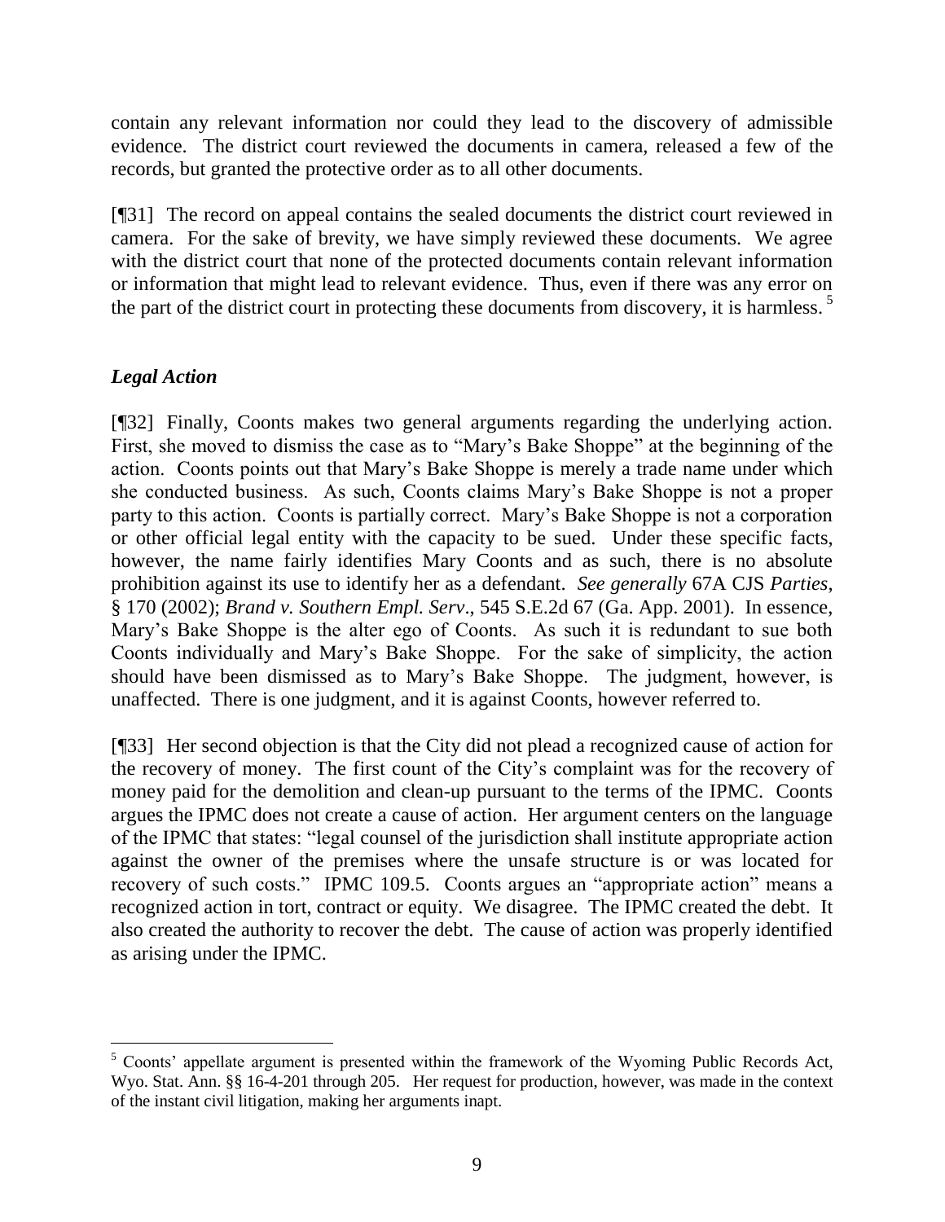contain any relevant information nor could they lead to the discovery of admissible evidence. The district court reviewed the documents in camera, released a few of the records, but granted the protective order as to all other documents.

[¶31] The record on appeal contains the sealed documents the district court reviewed in camera. For the sake of brevity, we have simply reviewed these documents. We agree with the district court that none of the protected documents contain relevant information or information that might lead to relevant evidence. Thus, even if there was any error on the part of the district court in protecting these documents from discovery, it is harmless.[5]

### *Legal Action*

[¶32] Finally, Coonts makes two general arguments regarding the underlying action. First, she moved to dismiss the case as to "Mary's Bake Shoppe" at the beginning of the action. Coonts points out that Mary's Bake Shoppe is merely a trade name under which she conducted business. As such, Coonts claims Mary's Bake Shoppe is not a proper party to this action. Coonts is partially correct. Mary's Bake Shoppe is not a corporation or other official legal entity with the capacity to be sued. Under these specific facts, however, the name fairly identifies Mary Coonts and as such, there is no absolute prohibition against its use to identify her as a defendant. *See generally* 67A CJS *Parties*, § 170 (2002); *Brand v. Southern Empl. Serv*., 545 S.E.2d 67 (Ga. App. 2001). In essence, Mary's Bake Shoppe is the alter ego of Coonts. As such it is redundant to sue both Coonts individually and Mary's Bake Shoppe. For the sake of simplicity, the action should have been dismissed as to Mary's Bake Shoppe. The judgment, however, is unaffected. There is one judgment, and it is against Coonts, however referred to.

[¶33] Her second objection is that the City did not plead a recognized cause of action for the recovery of money. The first count of the City's complaint was for the recovery of money paid for the demolition and clean-up pursuant to the terms of the IPMC. Coonts argues the IPMC does not create a cause of action. Her argument centers on the language of the IPMC that states: "legal counsel of the jurisdiction shall institute appropriate action against the owner of the premises where the unsafe structure is or was located for recovery of such costs." IPMC 109.5. Coonts argues an "appropriate action" means a recognized action in tort, contract or equity. We disagree. The IPMC created the debt. It also created the authority to recover the debt. The cause of action was properly identified as arising under the IPMC.

---

[5] Coonts' appellate argument is presented within the framework of the Wyoming Public Records Act, Wyo. Stat. Ann. §§ 16-4-201 through 205. Her request for production, however, was made in the context of the instant civil litigation, making her arguments inapt.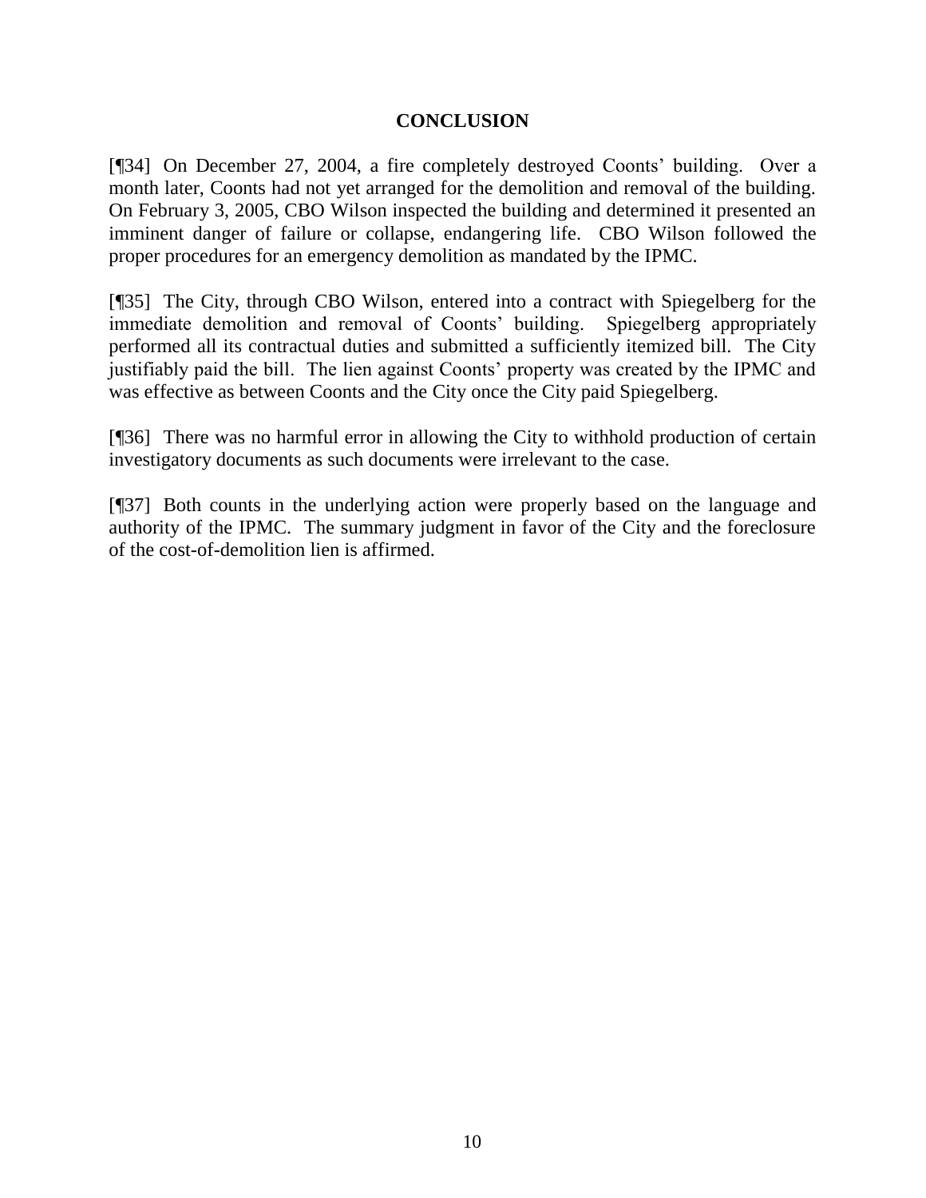## CONCLUSION

[¶34] On December 27, 2004, a fire completely destroyed Coonts' building. Over a month later, Coonts had not yet arranged for the demolition and removal of the building. On February 3, 2005, CBO Wilson inspected the building and determined it presented an imminent danger of failure or collapse, endangering life. CBO Wilson followed the proper procedures for an emergency demolition as mandated by the IPMC.

[¶35] The City, through CBO Wilson, entered into a contract with Spiegelberg for the immediate demolition and removal of Coonts' building. Spiegelberg appropriately performed all its contractual duties and submitted a sufficiently itemized bill. The City justifiably paid the bill. The lien against Coonts' property was created by the IPMC and was effective as between Coonts and the City once the City paid Spiegelberg.

[¶36] There was no harmful error in allowing the City to withhold production of certain investigatory documents as such documents were irrelevant to the case.

[¶37] Both counts in the underlying action were properly based on the language and authority of the IPMC. The summary judgment in favor of the City and the foreclosure of the cost-of-demolition lien is affirmed.